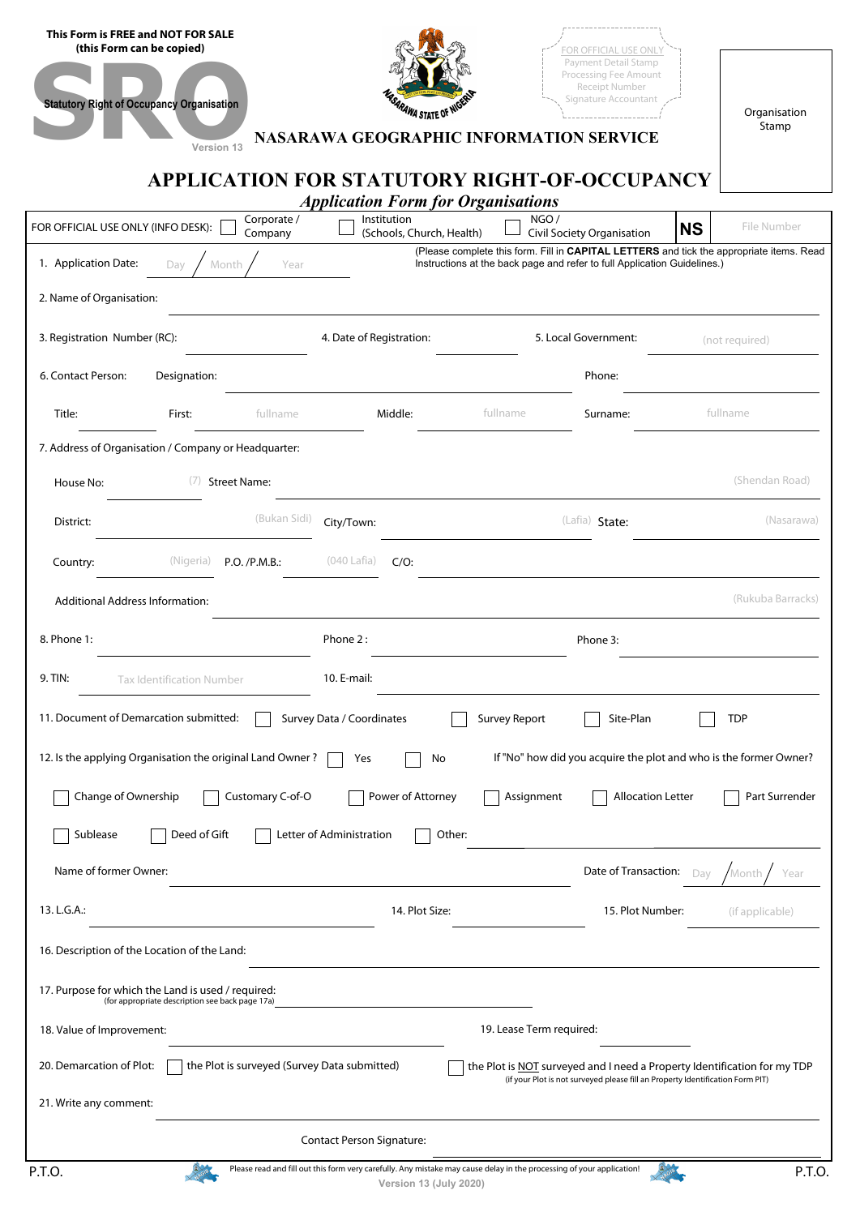**This Form is FREE and NOT FOR SALE**
**(this Form can be copied)**

**SRO**
**Statutory Right of Occupancy Organisation**
Version 13

NASARAWA STATE OF NIGERIA

FOR OFFICIAL USE ONLY
Payment Detail Stamp
Processing Fee Amount
Receipt Number
Signature Accountant

Organisation Stamp

## NASARAWA GEOGRAPHIC INFORMATION SERVICE

# APPLICATION FOR STATUTORY RIGHT-OF-OCCUPANCY

### *Application Form for Organisations*

FOR OFFICIAL USE ONLY (INFO DESK): ☐ Corporate / Company ☐ Institution (Schools, Church, Health) ☐ NGO / Civil Society Organisation **NS** File Number

(Please complete this form. Fill in **CAPITAL LETTERS** and tick the appropriate items. Read Instructions at the back page and refer to full Application Guidelines.)

1. Application Date: Day / Month / Year

2. Name of Organisation: ______

3. Registration Number (RC): ______ 4. Date of Registration: ______ 5. Local Government: (not required)

6. Contact Person: Designation: ______ Phone: ______

Title: ______ First: fullname Middle: fullname Surname: fullname

7. Address of Organisation / Company or Headquarter:

House No: (7) Street Name: (Shendan Road)

District: (Bukan Sidi) City/Town: (Lafia) State: (Nasarawa)

Country: (Nigeria) P.O. /P.M.B.: (040 Lafia) C/O: ______

Additional Address Information: (Rukuba Barracks)

8. Phone 1: ______ Phone 2 : ______ Phone 3: ______

9. TIN: Tax Identification Number 10. E-mail: ______

11. Document of Demarcation submitted: ☐ Survey Data / Coordinates ☐ Survey Report ☐ Site-Plan ☐ TDP

12. Is the applying Organisation the original Land Owner ? ☐ Yes ☐ No If "No" how did you acquire the plot and who is the former Owner?

☐ Change of Ownership ☐ Customary C-of-O ☐ Power of Attorney ☐ Assignment ☐ Allocation Letter ☐ Part Surrender

☐ Sublease ☐ Deed of Gift ☐ Letter of Administration ☐ Other: ______

Name of former Owner: ______ Date of Transaction: Day / Month / Year

13. L.G.A.: ______ 14. Plot Size: ______ 15. Plot Number: (if applicable)

16. Description of the Location of the Land: ______

17. Purpose for which the Land is used / required: ______
(for appropriate description see back page 17a)

18. Value of Improvement: ______ 19. Lease Term required: ______

20. Demarcation of Plot: ☐ the Plot is surveyed (Survey Data submitted) ☐ the Plot is NOT surveyed and I need a Property Identification for my TDP
(if your Plot is not surveyed please fill an Property Identification Form PIT)

21. Write any comment: ______

Contact Person Signature: ______

P.T.O. Please read and fill out this form very carefully. Any mistake may cause delay in the processing of your application! P.T.O.

Version 13 (July 2020)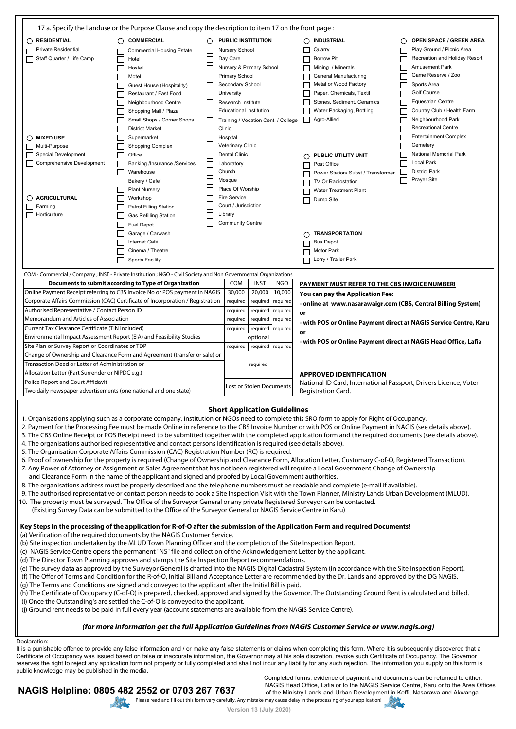17 a. Specify the Landuse or the Purpose Clause and copy the description to item 17 on the front page :

| RESIDENTIAL | COMMERCIAL | PUBLIC INSTITUTION | INDUSTRIAL | OPEN SPACE / GREEN AREA |
|---|---|---|---|---|
| Private Residential | Commercial Housing Estate | Nursery School | Quarry | Play Ground / Picnic Area |
| Staff Quarter / Life Camp | Hotel | Day Care | Borrow Pit | Recreation and Holiday Resort |
| | Hostel | Nursery & Primary School | Mining / Minerals | Amusement Park |
| | Motel | Primary School | General Manufacturing | Game Reserve / Zoo |
| | Guest House (Hospitality) | Secondary School | Metal or Wood Factory | Sports Area |
| | Restaurant / Fast Food | University | Paper, Chemicals, Textil | Golf Course |
| | Neighbourhood Centre | Research Institute | Stones, Sediment, Ceramics | Equestrian Centre |
| | Shopping Mall / Plaza | Educational Institution | Water Packaging, Bottling | Country Club / Health Farm |
| | Small Shops / Corner Shops | Training / Vocation Cent. / College | Agro-Allied | Neighbourhood Park |
| | District Market | Clinic | | Recreational Centre |
| **MIXED USE** | Supermarket | Hospital | | Entertainment Complex |
| Multi-Purpose | Shopping Complex | Veterinary Clinic | | Cemetery |
| Special Development | Office | Dental Clinic | **PUBLIC UTILITY UNIT** | National Memorial Park |
| Comprehensive Development | Banking /Insurance /Services | Laboratory | Post Office | Local Park |
| | Warehouse | Church | Power Station/ Subst./ Transformer | District Park |
| | Bakery / Cafe' | Mosque | TV Or Radiostation | Prayer Site |
| | Plant Nursery | Place Of Worship | Water Treatment Plant | |
| **AGRICULTURAL** | Workshop | Fire Service | Dump Site | |
| Farming | Petrol Filling Station | Court / Jurisdiction | | |
| Horticulture | Gas Refilling Station | Library | | |
| | Fuel Depot | Community Centre | | |
| | Garage / Carwash | | **TRANSPORTATION** | |
| | Internet Café | | Bus Depot | |
| | Cinema / Theatre | | Motor Park | |
| | Sports Facility | | Lorry / Trailer Park | |

COM - Commercial / Company ; INST - Private Institution ; NGO - Civil Society and Non Governmental Organizations

| Documents to submit according to Type of Organization | COM | INST | NGO |
|---|---|---|---|
| Online Payment Receipt referring to CBS Invoice No or POS payment in NAGIS | 30,000 | 20,000 | 10,000 |
| Corporate Affairs Commission (CAC) Certificate of Incorporation / Registration | required | required | required |
| Authorised Representative / Contact Person ID | required | required | required |
| Memorandum and Articles of Association | required | required | required |
| Current Tax Clearance Certificate (TIN included) | required | required | required |
| Environmental Impact Assessment Report (EIA) and Feasibility Studies | optional | | |
| Site Plan or Survey Report or Coordinates or TDP | required | required | required |
| Change of Ownership and Clearance Form and Agreement (transfer or sale) or | required | | |
| Transaction Deed or Letter of Administration or | | | |
| Allocation Letter (Part Surrender or NIPDC e.g.) | | | |
| Police Report and Court Affidavit | Lost or Stolen Documents | | |
| Two daily newspaper advertisements (one national and one state) | | | |

**PAYMENT MUST REFER TO THE CBS INVOICE NUMBER!**

**You can pay the Application Fee:**

**- online at www.nasarawaigr.com (CBS, Central Billing System)**

**or**

**- with POS or Online Payment direct at NAGIS Service Centre, Karu**

**or**

**- with POS or Online Payment direct at NAGIS Head Office, Lafia**

**APPROVED IDENTIFICATION**

National ID Card; International Passport; Drivers Licence; Voter Registration Card.

## Short Application Guidelines

1. Organisations applying such as a corporate company, institution or NGOs need to complete this SRO form to apply for Right of Occupancy.
2. Payment for the Processing Fee must be made Online in reference to the CBS Invoice Number or with POS or Online Payment in NAGIS (see details above).
3. The CBS Online Receipt or POS Receipt need to be submitted together with the completed application form and the required documents (see details above).
4. The organisations authorised representative and contact persons identification is required (see details above).
5. The Organisation Corporate Affairs Commission (CAC) Registration Number (RC) is required.
6. Proof of ownership for the property is required (Change of Ownership and Clearance Form, Allocation Letter, Customary C-of-O, Registered Transaction).
7. Any Power of Attorney or Assignment or Sales Agreement that has not been registered will require a Local Government Change of Ownership and Clearance Form in the name of the applicant and signed and proofed by Local Government authorities.
8. The organisations address must be properly described and the telephone numbers must be readable and complete (e-mail if available).
9. The authorised representative or contact person needs to book a Site Inspection Visit with the Town Planner, Ministry Lands Urban Development (MLUD).
10. The property must be surveyed. The Office of the Surveyor General or any private Registered Surveyor can be contacted. (Existing Survey Data can be submitted to the Office of the Surveyor General or NAGIS Service Centre in Karu)

**Key Steps in the processing of the application for R-of-O after the submission of the Application Form and required Documents!**

(a) Verification of the required documents by the NAGIS Customer Service.
(b) Site inspection undertaken by the MLUD Town Planning Officer and the completion of the Site Inspection Report.
(c) NAGIS Service Centre opens the permanent "NS" file and collection of the Acknowledgement Letter by the applicant.
(d) The Director Town Planning approves and stamps the Site Inspection Report recommendations.
(e) The survey data as approved by the Surveyor General is charted into the NAGIS Digital Cadastral System (in accordance with the Site Inspection Report).
(f) The Offer of Terms and Condition for the R-of-O, Initial Bill and Acceptance Letter are recommended by the Dr. Lands and approved by the DG NAGIS.
(g) The Terms and Conditions are signed and conveyed to the applicant after the Initial Bill is paid.
(h) The Certificate of Occupancy (C-of-O) is prepared, checked, approved and signed by the Governor. The Outstanding Ground Rent is calculated and billed.
(i) Once the Outstanding's are settled the C-of-O is conveyed to the applicant.
(j) Ground rent needs to be paid in full every year (account statements are available from the NAGIS Service Centre).

***(for more Information get the full Application Guidelines from NAGIS Customer Service or www.nagis.org)***

Declaration:
It is a punishable offence to provide any false information and / or make any false statements or claims when completing this form. Where it is subsequently discovered that a Certificate of Occupancy was issued based on false or inaccurate information, the Governor may at his sole discretion, revoke such Certificate of Occupancy. The Governor reserves the right to reject any application form not properly or fully completed and shall not incur any liability for any such rejection. The information you supply on this form is public knowledge may be published in the media.

## NAGIS Helpline: 0805 482 2552 or 0703 267 7637

Completed forms, evidence of payment and documents can be returned to either: NAGIS Head Office, Lafia or to the NAGIS Service Centre, Karu or to the Area Offices of the Ministry Lands and Urban Development in Keffi, Nasarawa and Akwanga.

Please read and fill out this form very carefully. Any mistake may cause delay in the processing of your application!

Version 13 (July 2020)